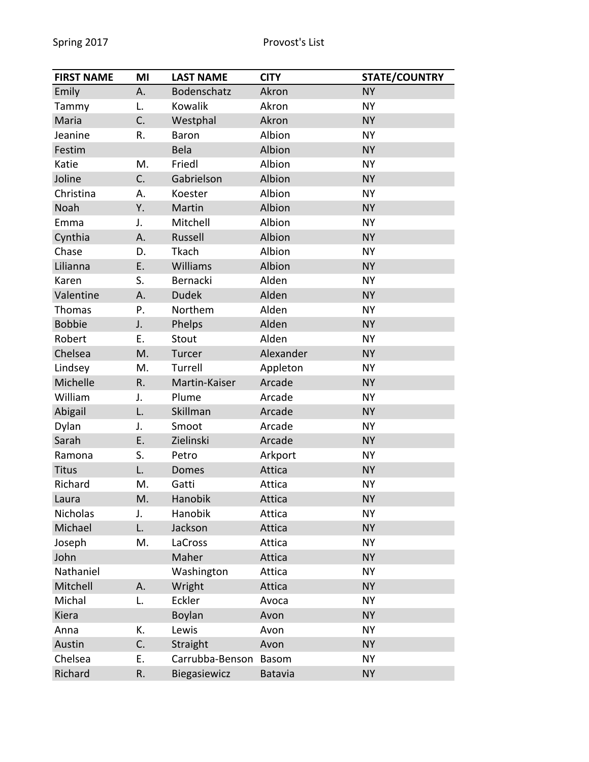Spring 2017 Provost's List

| FIRST NAME | MI | LAST NAME | CITY | STATE/COUNTRY |
| --- | --- | --- | --- | --- |
| Emily | A. | Bodenschatz | Akron | NY |
| Tammy | L. | Kowalik | Akron | NY |
| Maria | C. | Westphal | Akron | NY |
| Jeanine | R. | Baron | Albion | NY |
| Festim | | Bela | Albion | NY |
| Katie | M. | Friedl | Albion | NY |
| Joline | C. | Gabrielson | Albion | NY |
| Christina | A. | Koester | Albion | NY |
| Noah | Y. | Martin | Albion | NY |
| Emma | J. | Mitchell | Albion | NY |
| Cynthia | A. | Russell | Albion | NY |
| Chase | D. | Tkach | Albion | NY |
| Lilianna | E. | Williams | Albion | NY |
| Karen | S. | Bernacki | Alden | NY |
| Valentine | A. | Dudek | Alden | NY |
| Thomas | P. | Northem | Alden | NY |
| Bobbie | J. | Phelps | Alden | NY |
| Robert | E. | Stout | Alden | NY |
| Chelsea | M. | Turcer | Alexander | NY |
| Lindsey | M. | Turrell | Appleton | NY |
| Michelle | R. | Martin-Kaiser | Arcade | NY |
| William | J. | Plume | Arcade | NY |
| Abigail | L. | Skillman | Arcade | NY |
| Dylan | J. | Smoot | Arcade | NY |
| Sarah | E. | Zielinski | Arcade | NY |
| Ramona | S. | Petro | Arkport | NY |
| Titus | L. | Domes | Attica | NY |
| Richard | M. | Gatti | Attica | NY |
| Laura | M. | Hanobik | Attica | NY |
| Nicholas | J. | Hanobik | Attica | NY |
| Michael | L. | Jackson | Attica | NY |
| Joseph | M. | LaCross | Attica | NY |
| John | | Maher | Attica | NY |
| Nathaniel | | Washington | Attica | NY |
| Mitchell | A. | Wright | Attica | NY |
| Michal | L. | Eckler | Avoca | NY |
| Kiera | | Boylan | Avon | NY |
| Anna | K. | Lewis | Avon | NY |
| Austin | C. | Straight | Avon | NY |
| Chelsea | E. | Carrubba-Benson | Basom | NY |
| Richard | R. | Biegasiewicz | Batavia | NY |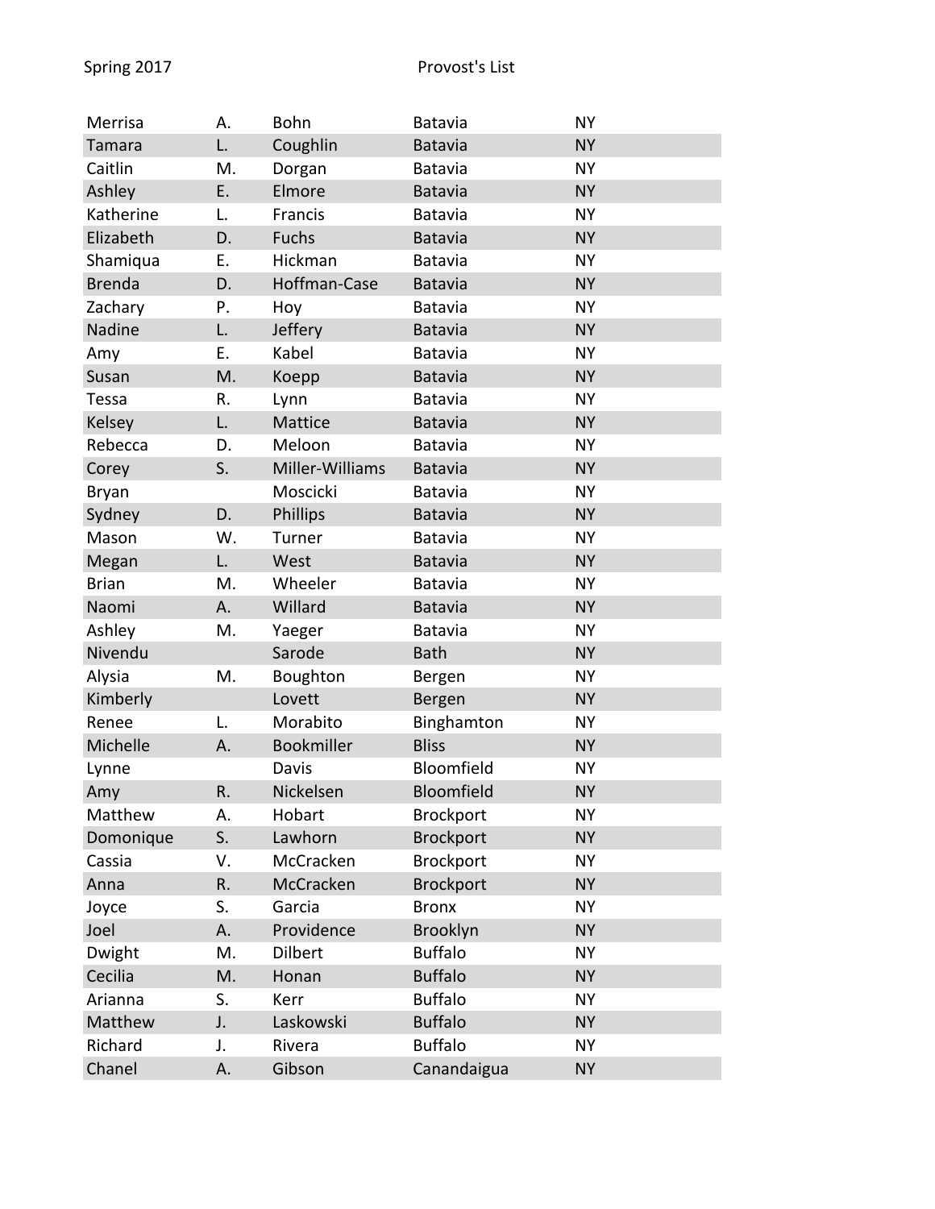| | | | | |
|---|---|---|---|---|
| Merrisa | A. | Bohn | Batavia | NY |
| Tamara | L. | Coughlin | Batavia | NY |
| Caitlin | M. | Dorgan | Batavia | NY |
| Ashley | E. | Elmore | Batavia | NY |
| Katherine | L. | Francis | Batavia | NY |
| Elizabeth | D. | Fuchs | Batavia | NY |
| Shamiqua | E. | Hickman | Batavia | NY |
| Brenda | D. | Hoffman-Case | Batavia | NY |
| Zachary | P. | Hoy | Batavia | NY |
| Nadine | L. | Jeffery | Batavia | NY |
| Amy | E. | Kabel | Batavia | NY |
| Susan | M. | Koepp | Batavia | NY |
| Tessa | R. | Lynn | Batavia | NY |
| Kelsey | L. | Mattice | Batavia | NY |
| Rebecca | D. | Meloon | Batavia | NY |
| Corey | S. | Miller-Williams | Batavia | NY |
| Bryan | | Moscicki | Batavia | NY |
| Sydney | D. | Phillips | Batavia | NY |
| Mason | W. | Turner | Batavia | NY |
| Megan | L. | West | Batavia | NY |
| Brian | M. | Wheeler | Batavia | NY |
| Naomi | A. | Willard | Batavia | NY |
| Ashley | M. | Yaeger | Batavia | NY |
| Nivendu | | Sarode | Bath | NY |
| Alysia | M. | Boughton | Bergen | NY |
| Kimberly | | Lovett | Bergen | NY |
| Renee | L. | Morabito | Binghamton | NY |
| Michelle | A. | Bookmiller | Bliss | NY |
| Lynne | | Davis | Bloomfield | NY |
| Amy | R. | Nickelsen | Bloomfield | NY |
| Matthew | A. | Hobart | Brockport | NY |
| Domonique | S. | Lawhorn | Brockport | NY |
| Cassia | V. | McCracken | Brockport | NY |
| Anna | R. | McCracken | Brockport | NY |
| Joyce | S. | Garcia | Bronx | NY |
| Joel | A. | Providence | Brooklyn | NY |
| Dwight | M. | Dilbert | Buffalo | NY |
| Cecilia | M. | Honan | Buffalo | NY |
| Arianna | S. | Kerr | Buffalo | NY |
| Matthew | J. | Laskowski | Buffalo | NY |
| Richard | J. | Rivera | Buffalo | NY |
| Chanel | A. | Gibson | Canandaigua | NY |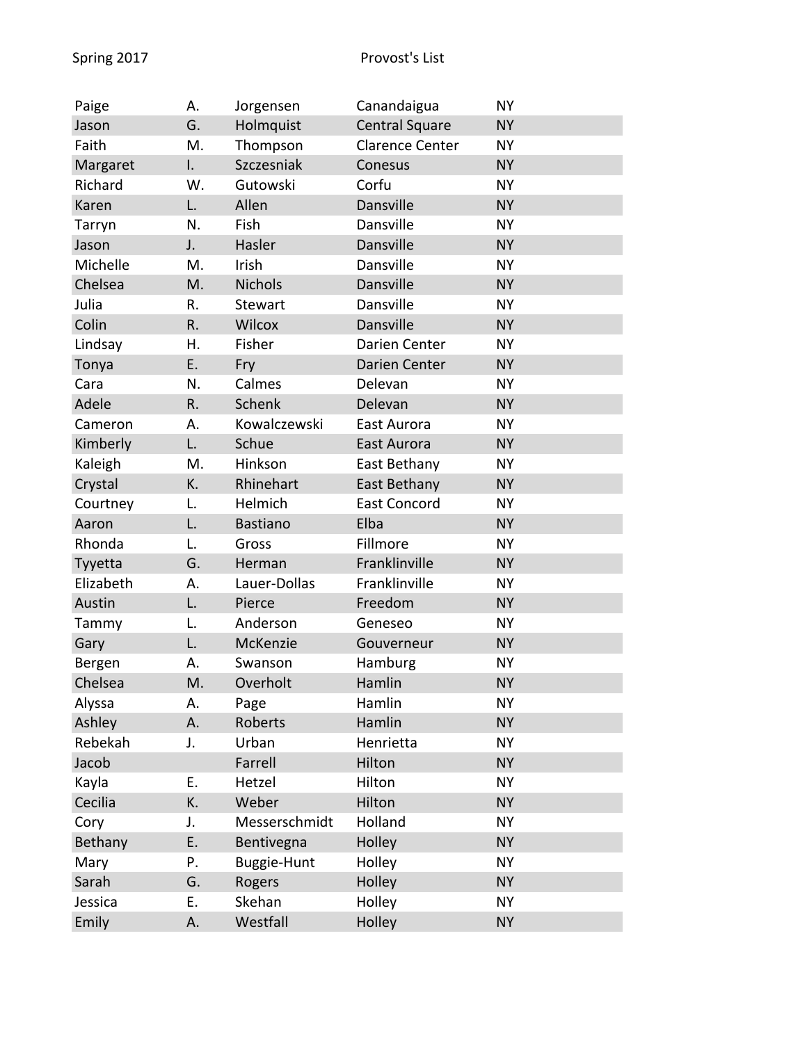Spring 2017 Provost's List

| | | | | |
|---|---|---|---|---|
| Paige | A. | Jorgensen | Canandaigua | NY |
| Jason | G. | Holmquist | Central Square | NY |
| Faith | M. | Thompson | Clarence Center | NY |
| Margaret | I. | Szczesniak | Conesus | NY |
| Richard | W. | Gutowski | Corfu | NY |
| Karen | L. | Allen | Dansville | NY |
| Tarryn | N. | Fish | Dansville | NY |
| Jason | J. | Hasler | Dansville | NY |
| Michelle | M. | Irish | Dansville | NY |
| Chelsea | M. | Nichols | Dansville | NY |
| Julia | R. | Stewart | Dansville | NY |
| Colin | R. | Wilcox | Dansville | NY |
| Lindsay | H. | Fisher | Darien Center | NY |
| Tonya | E. | Fry | Darien Center | NY |
| Cara | N. | Calmes | Delevan | NY |
| Adele | R. | Schenk | Delevan | NY |
| Cameron | A. | Kowalczewski | East Aurora | NY |
| Kimberly | L. | Schue | East Aurora | NY |
| Kaleigh | M. | Hinkson | East Bethany | NY |
| Crystal | K. | Rhinehart | East Bethany | NY |
| Courtney | L. | Helmich | East Concord | NY |
| Aaron | L. | Bastiano | Elba | NY |
| Rhonda | L. | Gross | Fillmore | NY |
| Tyyetta | G. | Herman | Franklinville | NY |
| Elizabeth | A. | Lauer-Dollas | Franklinville | NY |
| Austin | L. | Pierce | Freedom | NY |
| Tammy | L. | Anderson | Geneseo | NY |
| Gary | L. | McKenzie | Gouverneur | NY |
| Bergen | A. | Swanson | Hamburg | NY |
| Chelsea | M. | Overholt | Hamlin | NY |
| Alyssa | A. | Page | Hamlin | NY |
| Ashley | A. | Roberts | Hamlin | NY |
| Rebekah | J. | Urban | Henrietta | NY |
| Jacob | | Farrell | Hilton | NY |
| Kayla | E. | Hetzel | Hilton | NY |
| Cecilia | K. | Weber | Hilton | NY |
| Cory | J. | Messerschmidt | Holland | NY |
| Bethany | E. | Bentivegna | Holley | NY |
| Mary | P. | Buggie-Hunt | Holley | NY |
| Sarah | G. | Rogers | Holley | NY |
| Jessica | E. | Skehan | Holley | NY |
| Emily | A. | Westfall | Holley | NY |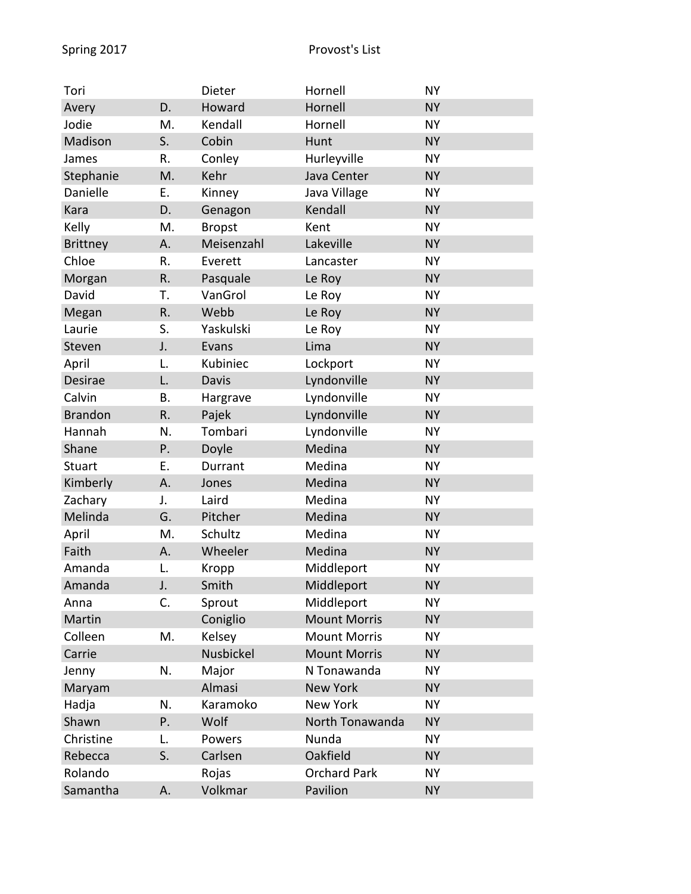Spring 2017 Provost's List

| | | | | |
|---|---|---|---|---|
| Tori | | Dieter | Hornell | NY |
| Avery | D. | Howard | Hornell | NY |
| Jodie | M. | Kendall | Hornell | NY |
| Madison | S. | Cobin | Hunt | NY |
| James | R. | Conley | Hurleyville | NY |
| Stephanie | M. | Kehr | Java Center | NY |
| Danielle | E. | Kinney | Java Village | NY |
| Kara | D. | Genagon | Kendall | NY |
| Kelly | M. | Bropst | Kent | NY |
| Brittney | A. | Meisenzahl | Lakeville | NY |
| Chloe | R. | Everett | Lancaster | NY |
| Morgan | R. | Pasquale | Le Roy | NY |
| David | T. | VanGrol | Le Roy | NY |
| Megan | R. | Webb | Le Roy | NY |
| Laurie | S. | Yaskulski | Le Roy | NY |
| Steven | J. | Evans | Lima | NY |
| April | L. | Kubiniec | Lockport | NY |
| Desirae | L. | Davis | Lyndonville | NY |
| Calvin | B. | Hargrave | Lyndonville | NY |
| Brandon | R. | Pajek | Lyndonville | NY |
| Hannah | N. | Tombari | Lyndonville | NY |
| Shane | P. | Doyle | Medina | NY |
| Stuart | E. | Durrant | Medina | NY |
| Kimberly | A. | Jones | Medina | NY |
| Zachary | J. | Laird | Medina | NY |
| Melinda | G. | Pitcher | Medina | NY |
| April | M. | Schultz | Medina | NY |
| Faith | A. | Wheeler | Medina | NY |
| Amanda | L. | Kropp | Middleport | NY |
| Amanda | J. | Smith | Middleport | NY |
| Anna | C. | Sprout | Middleport | NY |
| Martin | | Coniglio | Mount Morris | NY |
| Colleen | M. | Kelsey | Mount Morris | NY |
| Carrie | | Nusbickel | Mount Morris | NY |
| Jenny | N. | Major | N Tonawanda | NY |
| Maryam | | Almasi | New York | NY |
| Hadja | N. | Karamoko | New York | NY |
| Shawn | P. | Wolf | North Tonawanda | NY |
| Christine | L. | Powers | Nunda | NY |
| Rebecca | S. | Carlsen | Oakfield | NY |
| Rolando | | Rojas | Orchard Park | NY |
| Samantha | A. | Volkmar | Pavilion | NY |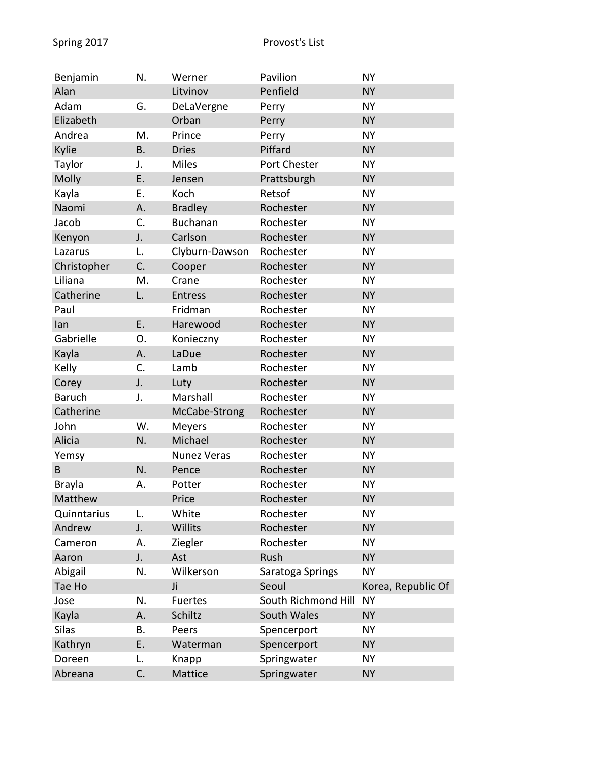| First Name | Middle Initial | Last Name | City | State |
|---|---|---|---|---|
| Benjamin | N. | Werner | Pavilion | NY |
| Alan | | Litvinov | Penfield | NY |
| Adam | G. | DeLaVergne | Perry | NY |
| Elizabeth | | Orban | Perry | NY |
| Andrea | M. | Prince | Perry | NY |
| Kylie | B. | Dries | Piffard | NY |
| Taylor | J. | Miles | Port Chester | NY |
| Molly | E. | Jensen | Prattsburgh | NY |
| Kayla | E. | Koch | Retsof | NY |
| Naomi | A. | Bradley | Rochester | NY |
| Jacob | C. | Buchanan | Rochester | NY |
| Kenyon | J. | Carlson | Rochester | NY |
| Lazarus | L. | Clyburn-Dawson | Rochester | NY |
| Christopher | C. | Cooper | Rochester | NY |
| Liliana | M. | Crane | Rochester | NY |
| Catherine | L. | Entress | Rochester | NY |
| Paul | | Fridman | Rochester | NY |
| Ian | E. | Harewood | Rochester | NY |
| Gabrielle | O. | Konieczny | Rochester | NY |
| Kayla | A. | LaDue | Rochester | NY |
| Kelly | C. | Lamb | Rochester | NY |
| Corey | J. | Luty | Rochester | NY |
| Baruch | J. | Marshall | Rochester | NY |
| Catherine | | McCabe-Strong | Rochester | NY |
| John | W. | Meyers | Rochester | NY |
| Alicia | N. | Michael | Rochester | NY |
| Yemsy | | Nunez Veras | Rochester | NY |
| B | N. | Pence | Rochester | NY |
| Brayla | A. | Potter | Rochester | NY |
| Matthew | | Price | Rochester | NY |
| Quinntarius | L. | White | Rochester | NY |
| Andrew | J. | Willits | Rochester | NY |
| Cameron | A. | Ziegler | Rochester | NY |
| Aaron | J. | Ast | Rush | NY |
| Abigail | N. | Wilkerson | Saratoga Springs | NY |
| Tae Ho | | Ji | Seoul | Korea, Republic Of |
| Jose | N. | Fuertes | South Richmond Hill | NY |
| Kayla | A. | Schiltz | South Wales | NY |
| Silas | B. | Peers | Spencerport | NY |
| Kathryn | E. | Waterman | Spencerport | NY |
| Doreen | L. | Knapp | Springwater | NY |
| Abreana | C. | Mattice | Springwater | NY |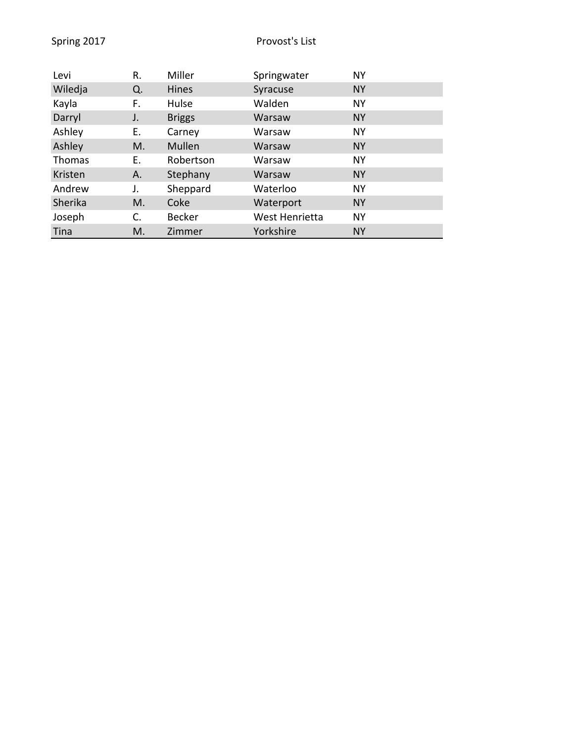Spring 2017 Provost's List

| | | | | |
|---|---|---|---|---|
| Levi | R. | Miller | Springwater | NY |
| Wiledja | Q. | Hines | Syracuse | NY |
| Kayla | F. | Hulse | Walden | NY |
| Darryl | J. | Briggs | Warsaw | NY |
| Ashley | E. | Carney | Warsaw | NY |
| Ashley | M. | Mullen | Warsaw | NY |
| Thomas | E. | Robertson | Warsaw | NY |
| Kristen | A. | Stephany | Warsaw | NY |
| Andrew | J. | Sheppard | Waterloo | NY |
| Sherika | M. | Coke | Waterport | NY |
| Joseph | C. | Becker | West Henrietta | NY |
| Tina | M. | Zimmer | Yorkshire | NY |